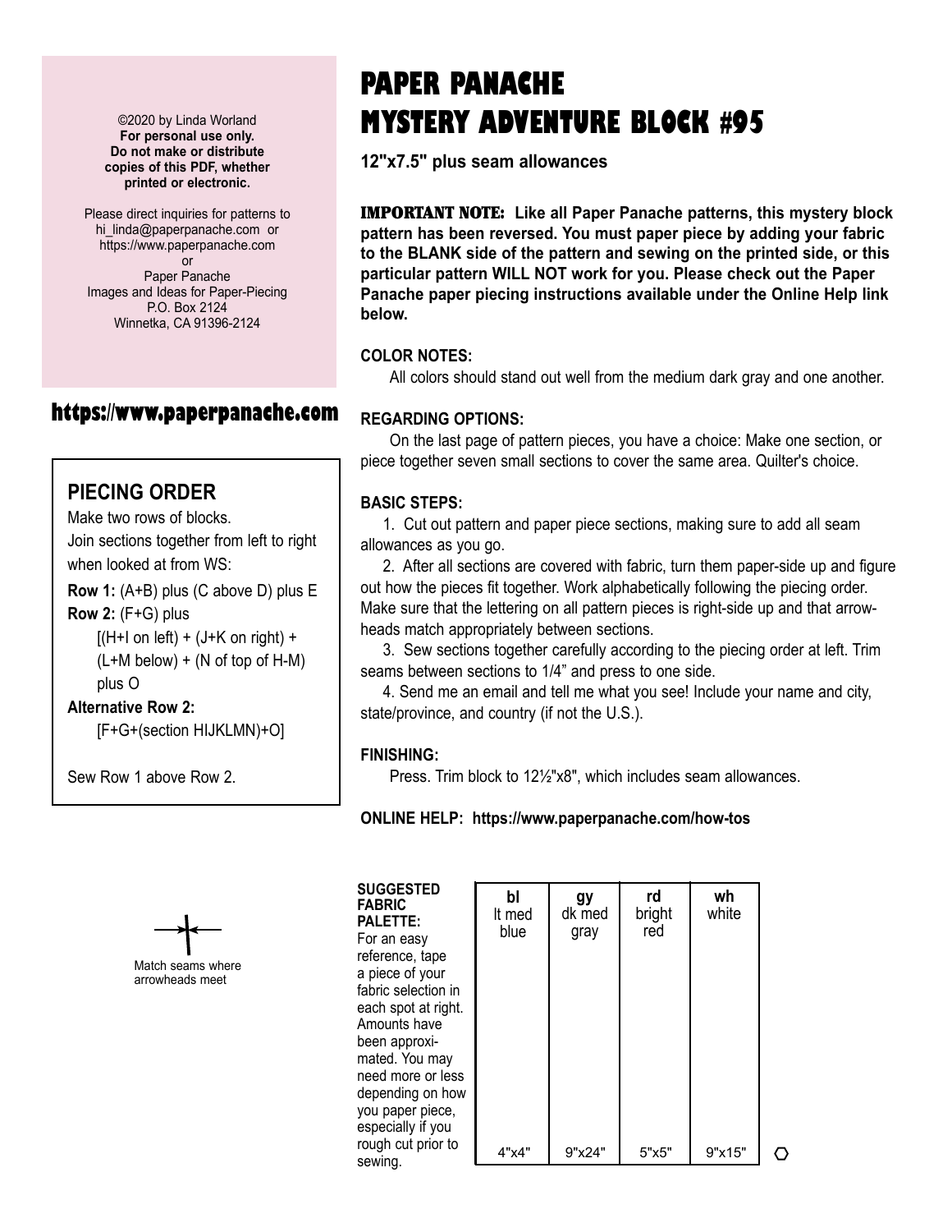©2020 by Linda Worland
**For personal use only.**
**Do not make or distribute copies of this PDF, whether printed or electronic.**

Please direct inquiries for patterns to
hi_linda@paperpanache.com or
https://www.paperpanache.com
or
Paper Panache
Images and Ideas for Paper-Piecing
P.O. Box 2124
Winnetka, CA 91396-2124

**https://www.paperpanache.com**

## PIECING ORDER

Make two rows of blocks.
Join sections together from left to right when looked at from WS:

**Row 1:** (A+B) plus (C above D) plus E

**Row 2:** (F+G) plus
[(H+I on left) + (J+K on right) + (L+M below) + (N of top of H-M) plus O

**Alternative Row 2:**
[F+G+(section HIJKLMN)+O]

Sew Row 1 above Row 2.

Match seams where arrowheads meet

# PAPER PANACHE MYSTERY ADVENTURE BLOCK #95

**12"x7.5" plus seam allowances**

**IMPORTANT NOTE: Like all Paper Panache patterns, this mystery block pattern has been reversed. You must paper piece by adding your fabric to the BLANK side of the pattern and sewing on the printed side, or this particular pattern WILL NOT work for you. Please check out the Paper Panache paper piecing instructions available under the Online Help link below.**

**COLOR NOTES:**

All colors should stand out well from the medium dark gray and one another.

**REGARDING OPTIONS:**

On the last page of pattern pieces, you have a choice: Make one section, or piece together seven small sections to cover the same area. Quilter's choice.

**BASIC STEPS:**

1. Cut out pattern and paper piece sections, making sure to add all seam allowances as you go.
2. After all sections are covered with fabric, turn them paper-side up and figure out how the pieces fit together. Work alphabetically following the piecing order. Make sure that the lettering on all pattern pieces is right-side up and that arrowheads match appropriately between sections.
3. Sew sections together carefully according to the piecing order at left. Trim seams between sections to 1/4" and press to one side.
4. Send me an email and tell me what you see! Include your name and city, state/province, and country (if not the U.S.).

**FINISHING:**

Press. Trim block to 12½"x8", which includes seam allowances.

**ONLINE HELP: https://www.paperpanache.com/how-tos**

**SUGGESTED FABRIC PALETTE:**
For an easy reference, tape a piece of your fabric selection in each spot at right. Amounts have been approximated. You may need more or less depending on how you paper piece, especially if you rough cut prior to sewing.

| **bl** lt med blue | **gy** dk med gray | **rd** bright red | **wh** white |
|---|---|---|---|
| 4"x4" | 9"x24" | 5"x5" | 9"x15" |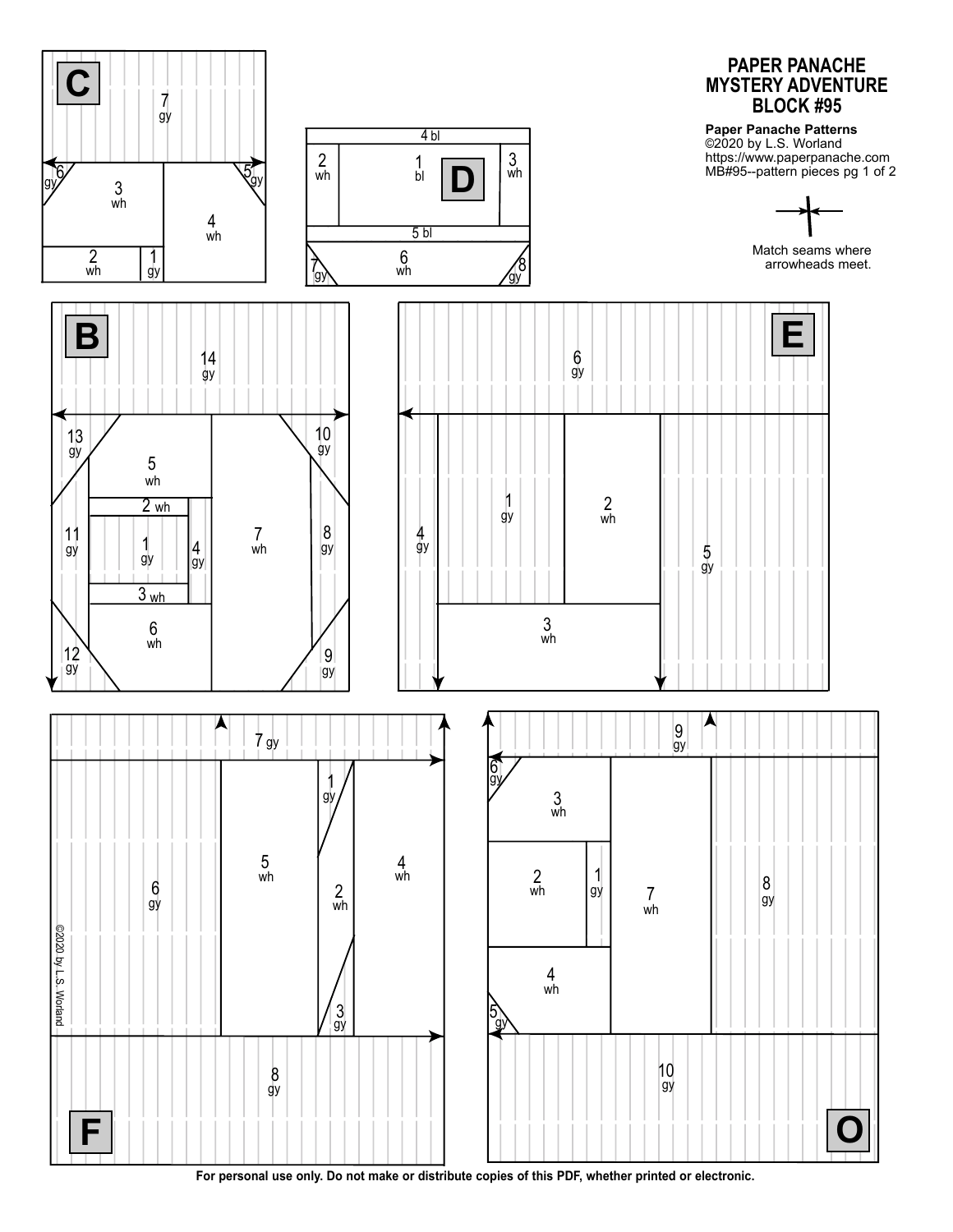# PAPER PANACHE MYSTERY ADVENTURE BLOCK #95

**Paper Panache Patterns**
©2020 by L.S. Worland
https://www.paperpanache.com
MB#95--pattern pieces pg 1 of 2

Match seams where arrowheads meet.

**C**

7 gy, 6 gy, 3 wh, 5 gy, 4 wh, 2 wh, 1 gy

**D**

4 bl, 2 wh, 1 bl, 3 wh, 5 bl, 7 gy, 6 wh, 8 gy

**B**

14 gy, 13 gy, 5 wh, 10 gy, 2 wh, 11 gy, 1 gy, 4 gy, 7 wh, 8 gy, 3 wh, 6 wh, 12 gy, 9 gy

**E**

6 gy, 1 gy, 2 wh, 4 gy, 5 gy, 3 wh

**F**

7 gy, 1 gy, 5 wh, 4 wh, 6 gy, 2 wh, 3 gy, 8 gy

©2020 by L.S. Worland

**O**

9 gy, 6 gy, 3 wh, 2 wh, 1 gy, 7 wh, 8 gy, 4 wh, 5 gy, 10 gy

For personal use only. Do not make or distribute copies of this PDF, whether printed or electronic.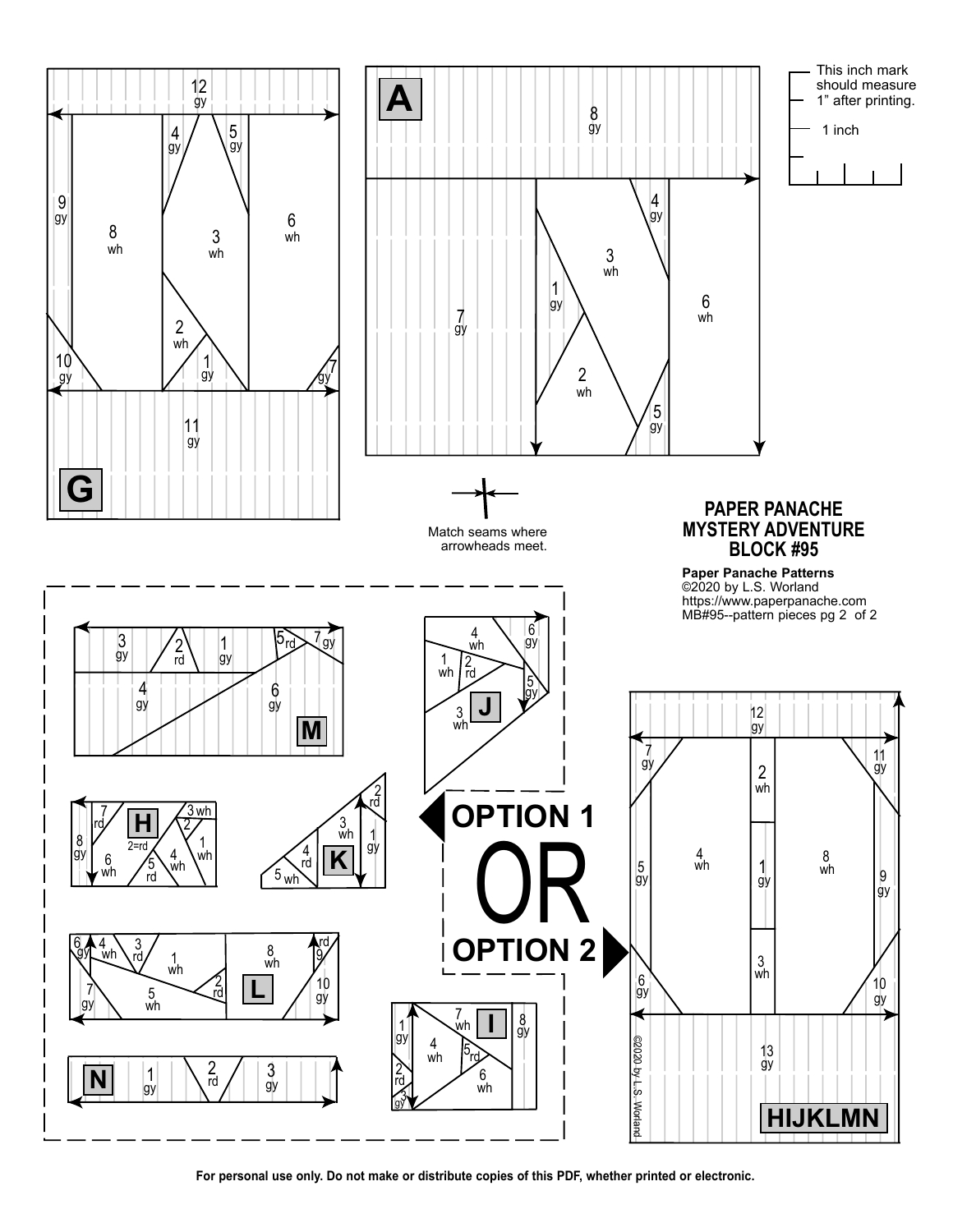This inch mark should measure 1" after printing.

1 inch

# PAPER PANACHE MYSTERY ADVENTURE BLOCK #95

**Paper Panache Patterns**
©2020 by L.S. Worland
https://www.paperpanache.com
MB#95--pattern pieces pg 2 of 2

Match seams where arrowheads meet.

G

12 gy
4 gy
5 gy
9 gy
8 wh
3 wh
6 wh
2 wh
1 gy
10 gy
7 gy
11 gy

A

8 gy
4 gy
3 wh
1 gy
7 gy
6 wh
2 wh
5 gy

M

3 gy
2 rd
1 gy
5 rd
7 gy
4 gy
6 gy

J

4 wh
6 gy
1 wh
2 rd
5 gy
3 wh

H

7 rd
3 wh
2
8 gy
1 wh
2=rd
6 wh
5 rd
4 wh

K

2 rd
3 wh
4 rd
1 gy
5 wh

L

6 gy
4 wh
3 rd
1 wh
8 wh
rd 9
2 rd
5 wh
7 gy
10 gy

N

1 gy
2 rd
3 gy

I

1 gy
7 wh
4 wh
5 rd
8 gy
2 rd
3 gy
6 wh

OPTION 1

OR

OPTION 2

HIJKLMN

12 gy
7 gy
11 gy
2 wh
5 gy
4 wh
1 gy
8 wh
9 gy
3 wh
6 gy
10 gy
13 gy

©2020 by L.S. Worland

**For personal use only. Do not make or distribute copies of this PDF, whether printed or electronic.**